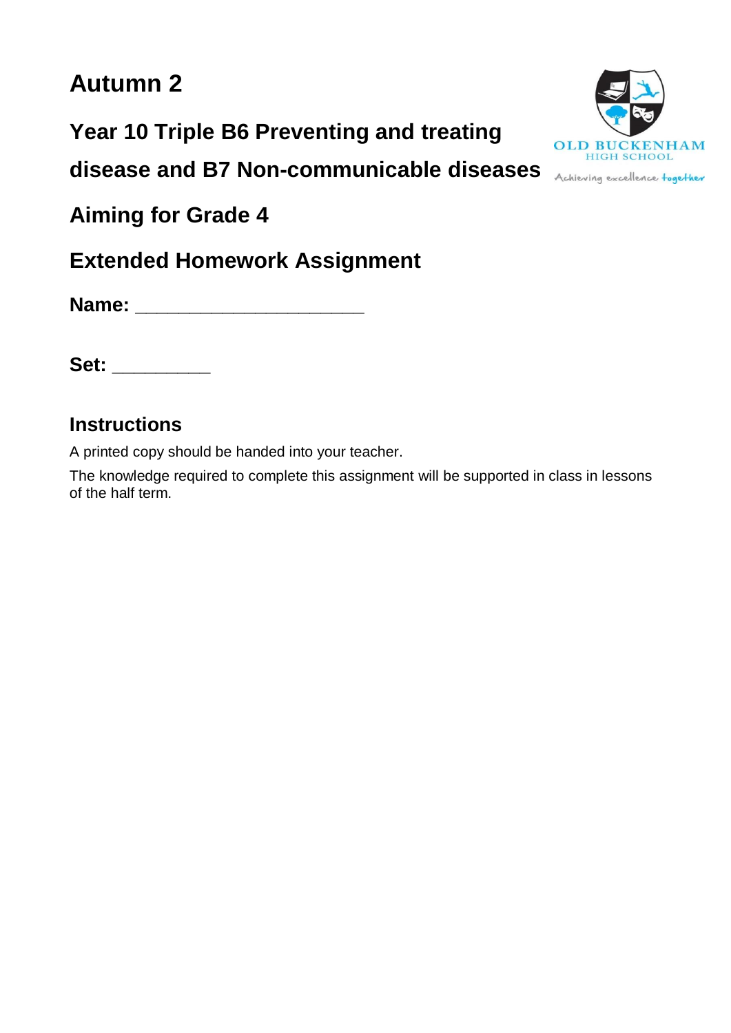# Autumn 2

## Year 10 Triple B6 Preventing and treating disease and B7 Non-communicable diseases

OLD BUCKENHAM
HIGH SCHOOL
Achieving excellence together

## Aiming for Grade 4

## Extended Homework Assignment

**Name:** ______________________

**Set:** _________

### Instructions

A printed copy should be handed into your teacher.

The knowledge required to complete this assignment will be supported in class in lessons of the half term.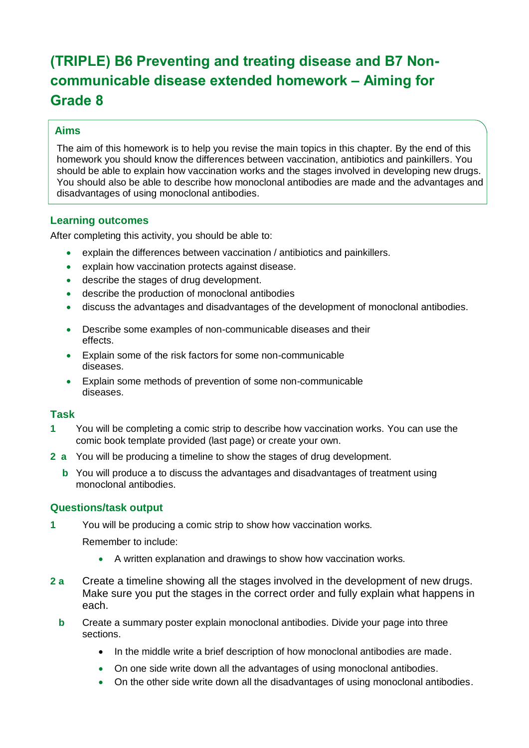# (TRIPLE) B6 Preventing and treating disease and B7 Non-communicable disease extended homework – Aiming for Grade 8

## Aims

The aim of this homework is to help you revise the main topics in this chapter. By the end of this homework you should know the differences between vaccination, antibiotics and painkillers. You should be able to explain how vaccination works and the stages involved in developing new drugs. You should also be able to describe how monoclonal antibodies are made and the advantages and disadvantages of using monoclonal antibodies.

## Learning outcomes

After completing this activity, you should be able to:

- explain the differences between vaccination / antibiotics and painkillers.
- explain how vaccination protects against disease.
- describe the stages of drug development.
- describe the production of monoclonal antibodies
- discuss the advantages and disadvantages of the development of monoclonal antibodies.

- Describe some examples of non-communicable diseases and their effects.
- Explain some of the risk factors for some non-communicable diseases.
- Explain some methods of prevention of some non-communicable diseases.

## Task

**1** You will be completing a comic strip to describe how vaccination works. You can use the comic book template provided (last page) or create your own.

**2 a** You will be producing a timeline to show the stages of drug development.

**b** You will produce a to discuss the advantages and disadvantages of treatment using monoclonal antibodies.

## Questions/task output

**1** You will be producing a comic strip to show how vaccination works.

Remember to include:

- A written explanation and drawings to show how vaccination works.

**2 a** Create a timeline showing all the stages involved in the development of new drugs. Make sure you put the stages in the correct order and fully explain what happens in each.

**b** Create a summary poster explain monoclonal antibodies. Divide your page into three sections.

- In the middle write a brief description of how monoclonal antibodies are made.
- On one side write down all the advantages of using monoclonal antibodies.
- On the other side write down all the disadvantages of using monoclonal antibodies.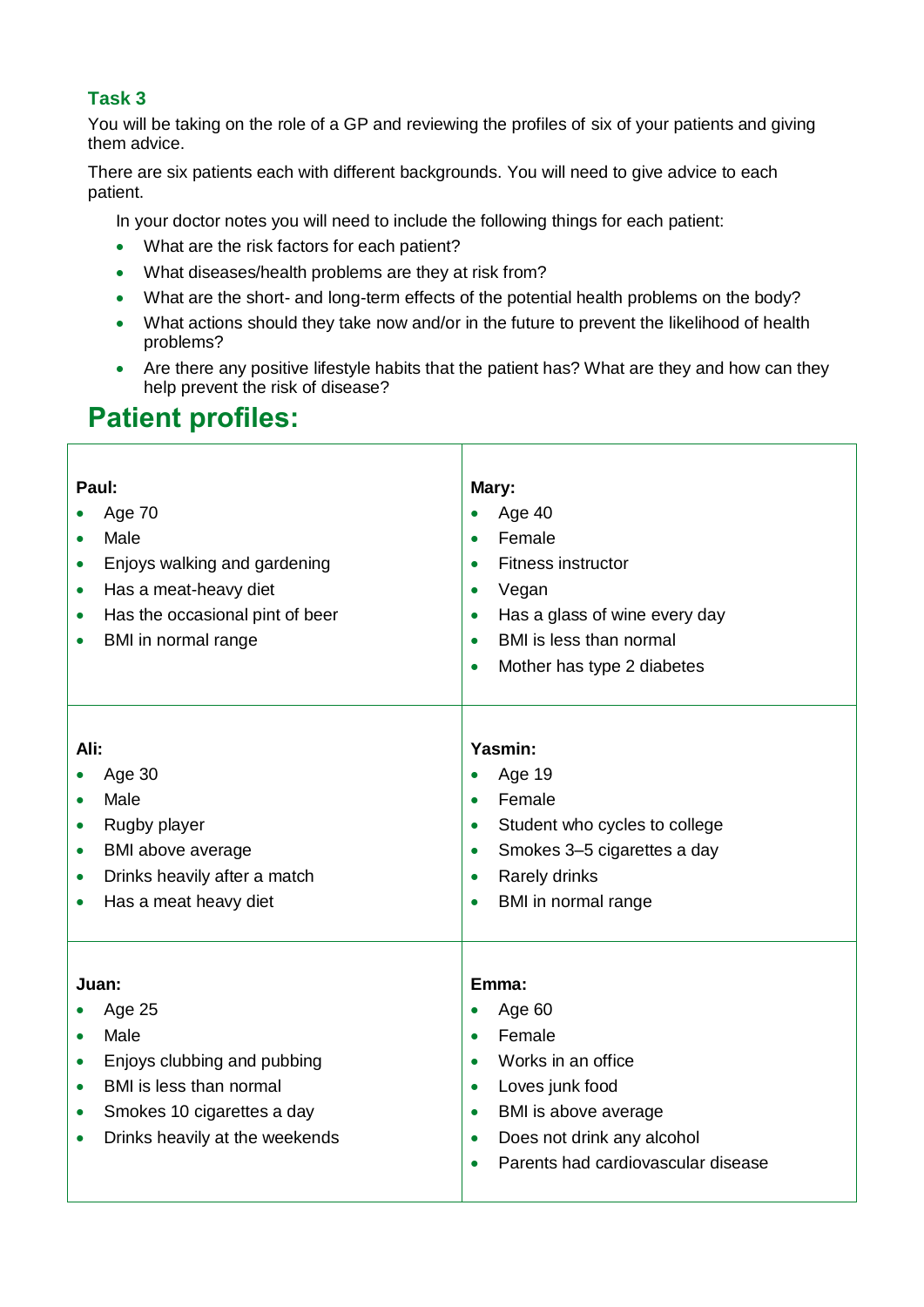### Task 3

You will be taking on the role of a GP and reviewing the profiles of six of your patients and giving them advice.

There are six patients each with different backgrounds. You will need to give advice to each patient.

In your doctor notes you will need to include the following things for each patient:

- What are the risk factors for each patient?
- What diseases/health problems are they at risk from?
- What are the short- and long-term effects of the potential health problems on the body?
- What actions should they take now and/or in the future to prevent the likelihood of health problems?
- Are there any positive lifestyle habits that the patient has? What are they and how can they help prevent the risk of disease?

# Patient profiles:

| | |
|---|---|
| **Paul:**<br>• Age 70<br>• Male<br>• Enjoys walking and gardening<br>• Has a meat-heavy diet<br>• Has the occasional pint of beer<br>• BMI in normal range | **Mary:**<br>• Age 40<br>• Female<br>• Fitness instructor<br>• Vegan<br>• Has a glass of wine every day<br>• BMI is less than normal<br>• Mother has type 2 diabetes |
| **Ali:**<br>• Age 30<br>• Male<br>• Rugby player<br>• BMI above average<br>• Drinks heavily after a match<br>• Has a meat heavy diet | **Yasmin:**<br>• Age 19<br>• Female<br>• Student who cycles to college<br>• Smokes 3–5 cigarettes a day<br>• Rarely drinks<br>• BMI in normal range |
| **Juan:**<br>• Age 25<br>• Male<br>• Enjoys clubbing and pubbing<br>• BMI is less than normal<br>• Smokes 10 cigarettes a day<br>• Drinks heavily at the weekends | **Emma:**<br>• Age 60<br>• Female<br>• Works in an office<br>• Loves junk food<br>• BMI is above average<br>• Does not drink any alcohol<br>• Parents had cardiovascular disease |